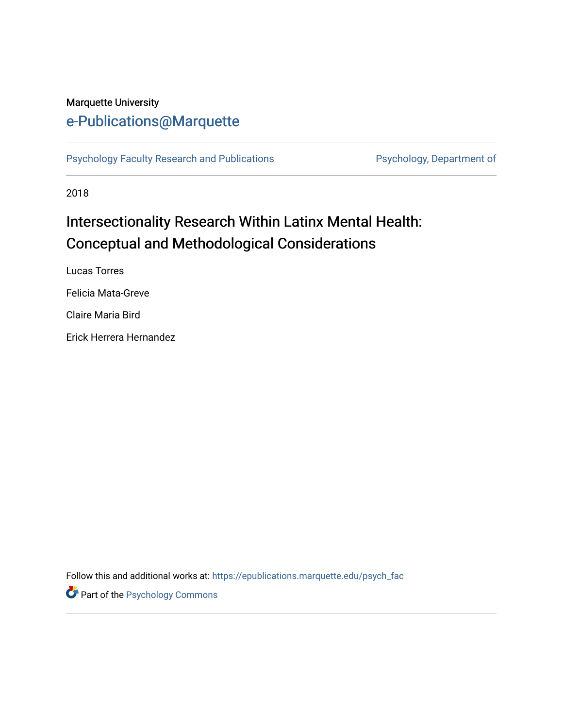Marquette University

# e-Publications@Marquette

Psychology Faculty Research and Publications | Psychology, Department of

2018

# Intersectionality Research Within Latinx Mental Health: Conceptual and Methodological Considerations

Lucas Torres

Felicia Mata-Greve

Claire Maria Bird

Erick Herrera Hernandez

Follow this and additional works at: https://epublications.marquette.edu/psych_fac

Part of the Psychology Commons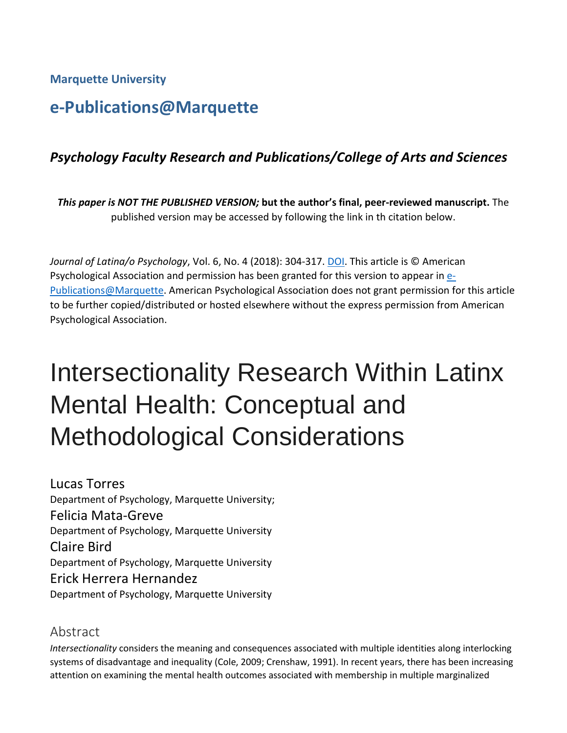**Marquette University**

## e-Publications@Marquette

### *Psychology Faculty Research and Publications/College of Arts and Sciences*

***This paper is NOT THE PUBLISHED VERSION;* but the author's final, peer-reviewed manuscript.** The published version may be accessed by following the link in th citation below.

*Journal of Latina/o Psychology*, Vol. 6, No. 4 (2018): 304-317. DOI. This article is © American Psychological Association and permission has been granted for this version to appear in e-Publications@Marquette. American Psychological Association does not grant permission for this article to be further copied/distributed or hosted elsewhere without the express permission from American Psychological Association.

# Intersectionality Research Within Latinx Mental Health: Conceptual and Methodological Considerations

Lucas Torres
Department of Psychology, Marquette University;

Felicia Mata-Greve
Department of Psychology, Marquette University

Claire Bird
Department of Psychology, Marquette University

Erick Herrera Hernandez
Department of Psychology, Marquette University

## Abstract

*Intersectionality* considers the meaning and consequences associated with multiple identities along interlocking systems of disadvantage and inequality (Cole, 2009; Crenshaw, 1991). In recent years, there has been increasing attention on examining the mental health outcomes associated with membership in multiple marginalized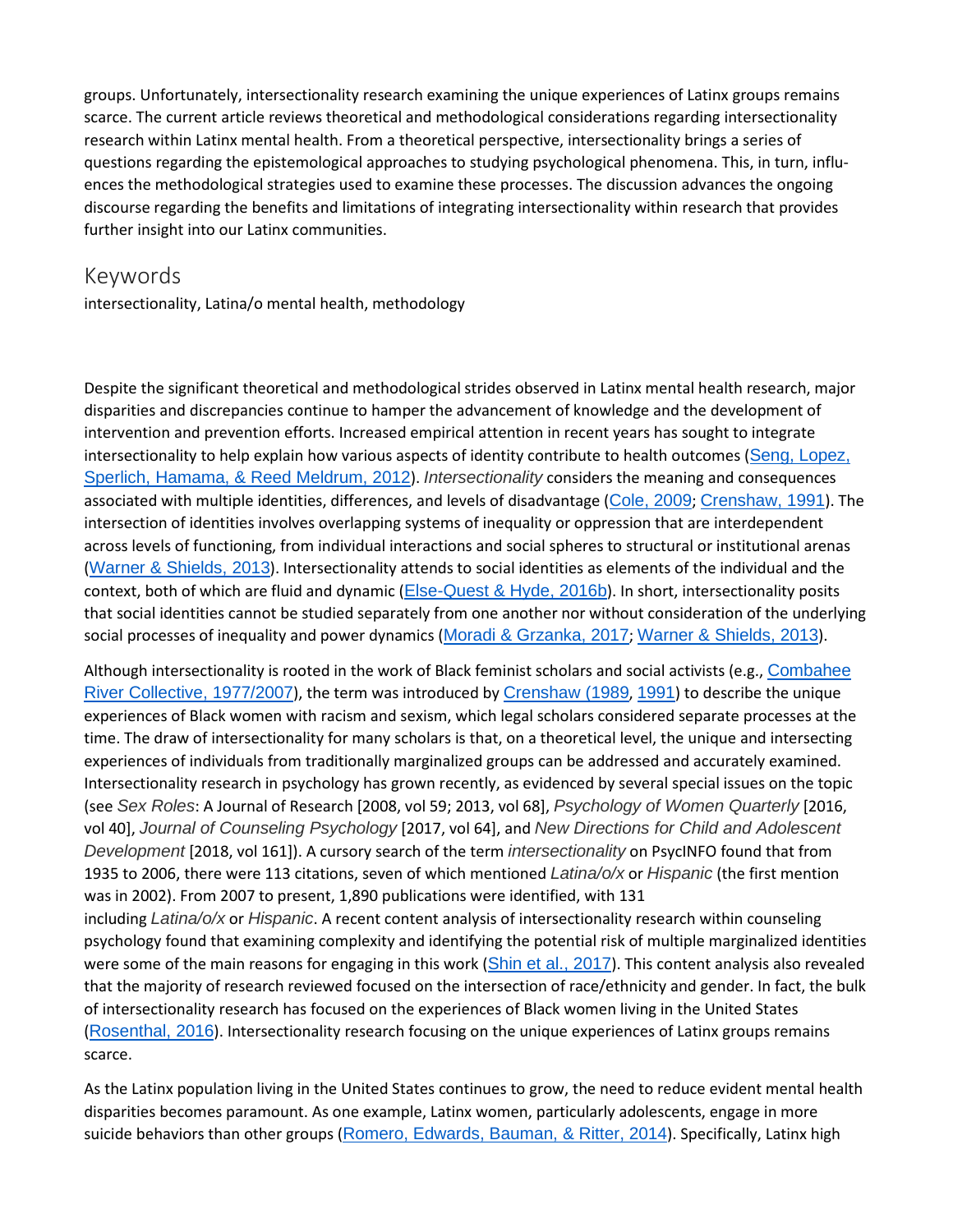groups. Unfortunately, intersectionality research examining the unique experiences of Latinx groups remains scarce. The current article reviews theoretical and methodological considerations regarding intersectionality research within Latinx mental health. From a theoretical perspective, intersectionality brings a series of questions regarding the epistemological approaches to studying psychological phenomena. This, in turn, influences the methodological strategies used to examine these processes. The discussion advances the ongoing discourse regarding the benefits and limitations of integrating intersectionality within research that provides further insight into our Latinx communities.

## Keywords

intersectionality, Latina/o mental health, methodology

Despite the significant theoretical and methodological strides observed in Latinx mental health research, major disparities and discrepancies continue to hamper the advancement of knowledge and the development of intervention and prevention efforts. Increased empirical attention in recent years has sought to integrate intersectionality to help explain how various aspects of identity contribute to health outcomes (Seng, Lopez, Sperlich, Hamama, & Reed Meldrum, 2012). *Intersectionality* considers the meaning and consequences associated with multiple identities, differences, and levels of disadvantage (Cole, 2009; Crenshaw, 1991). The intersection of identities involves overlapping systems of inequality or oppression that are interdependent across levels of functioning, from individual interactions and social spheres to structural or institutional arenas (Warner & Shields, 2013). Intersectionality attends to social identities as elements of the individual and the context, both of which are fluid and dynamic (Else-Quest & Hyde, 2016b). In short, intersectionality posits that social identities cannot be studied separately from one another nor without consideration of the underlying social processes of inequality and power dynamics (Moradi & Grzanka, 2017; Warner & Shields, 2013).

Although intersectionality is rooted in the work of Black feminist scholars and social activists (e.g., Combahee River Collective, 1977/2007), the term was introduced by Crenshaw (1989, 1991) to describe the unique experiences of Black women with racism and sexism, which legal scholars considered separate processes at the time. The draw of intersectionality for many scholars is that, on a theoretical level, the unique and intersecting experiences of individuals from traditionally marginalized groups can be addressed and accurately examined. Intersectionality research in psychology has grown recently, as evidenced by several special issues on the topic (see *Sex Roles*: A Journal of Research [2008, vol 59; 2013, vol 68], *Psychology of Women Quarterly* [2016, vol 40], *Journal of Counseling Psychology* [2017, vol 64], and *New Directions for Child and Adolescent Development* [2018, vol 161]). A cursory search of the term *intersectionality* on PsycINFO found that from 1935 to 2006, there were 113 citations, seven of which mentioned *Latina/o/x* or *Hispanic* (the first mention was in 2002). From 2007 to present, 1,890 publications were identified, with 131 including *Latina/o/x* or *Hispanic*. A recent content analysis of intersectionality research within counseling psychology found that examining complexity and identifying the potential risk of multiple marginalized identities were some of the main reasons for engaging in this work (Shin et al., 2017). This content analysis also revealed that the majority of research reviewed focused on the intersection of race/ethnicity and gender. In fact, the bulk of intersectionality research has focused on the experiences of Black women living in the United States (Rosenthal, 2016). Intersectionality research focusing on the unique experiences of Latinx groups remains scarce.

As the Latinx population living in the United States continues to grow, the need to reduce evident mental health disparities becomes paramount. As one example, Latinx women, particularly adolescents, engage in more suicide behaviors than other groups (Romero, Edwards, Bauman, & Ritter, 2014). Specifically, Latinx high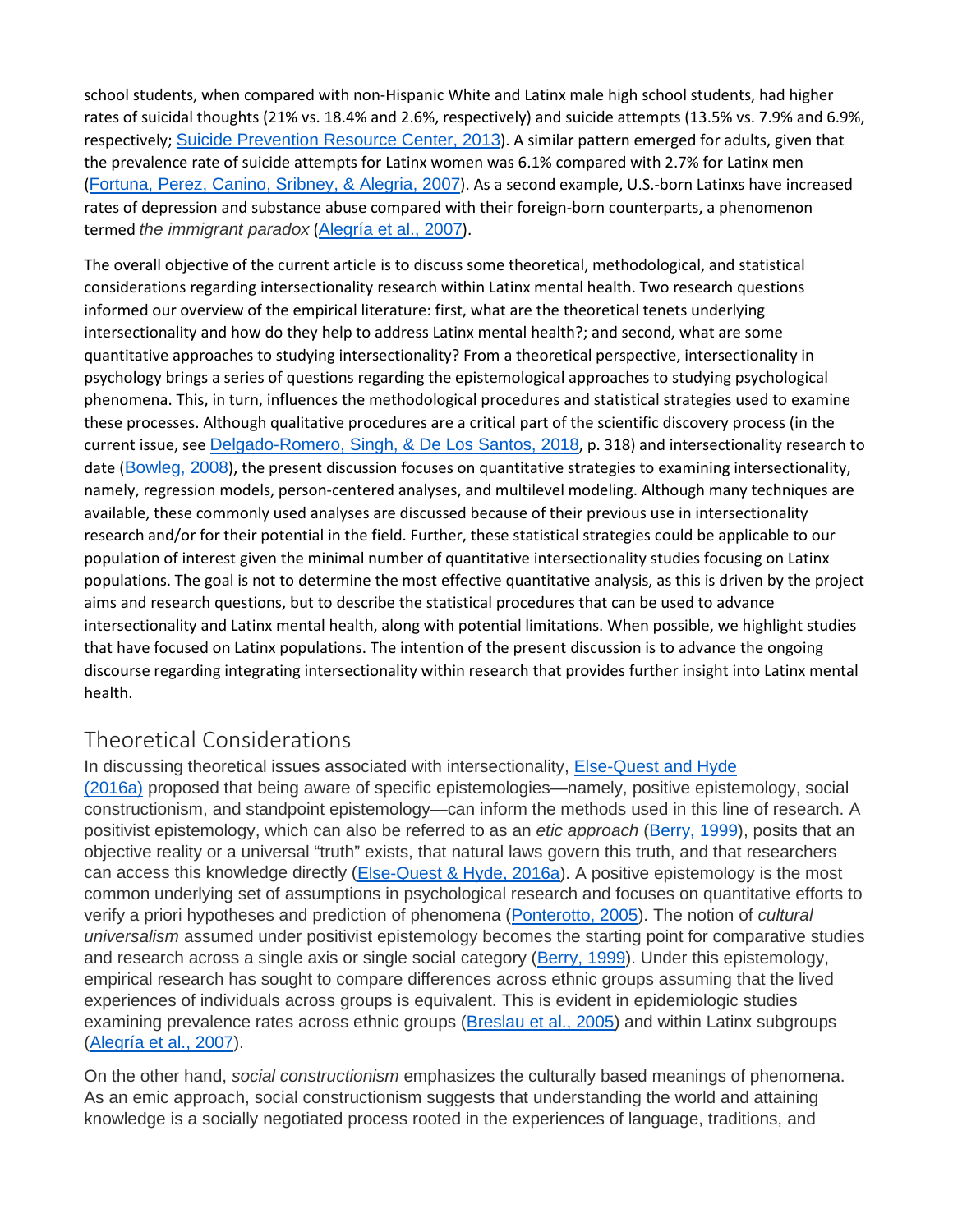school students, when compared with non-Hispanic White and Latinx male high school students, had higher rates of suicidal thoughts (21% vs. 18.4% and 2.6%, respectively) and suicide attempts (13.5% vs. 7.9% and 6.9%, respectively; Suicide Prevention Resource Center, 2013). A similar pattern emerged for adults, given that the prevalence rate of suicide attempts for Latinx women was 6.1% compared with 2.7% for Latinx men (Fortuna, Perez, Canino, Sribney, & Alegria, 2007). As a second example, U.S.-born Latinxs have increased rates of depression and substance abuse compared with their foreign-born counterparts, a phenomenon termed *the immigrant paradox* (Alegría et al., 2007).

The overall objective of the current article is to discuss some theoretical, methodological, and statistical considerations regarding intersectionality research within Latinx mental health. Two research questions informed our overview of the empirical literature: first, what are the theoretical tenets underlying intersectionality and how do they help to address Latinx mental health?; and second, what are some quantitative approaches to studying intersectionality? From a theoretical perspective, intersectionality in psychology brings a series of questions regarding the epistemological approaches to studying psychological phenomena. This, in turn, influences the methodological procedures and statistical strategies used to examine these processes. Although qualitative procedures are a critical part of the scientific discovery process (in the current issue, see Delgado-Romero, Singh, & De Los Santos, 2018, p. 318) and intersectionality research to date (Bowleg, 2008), the present discussion focuses on quantitative strategies to examining intersectionality, namely, regression models, person-centered analyses, and multilevel modeling. Although many techniques are available, these commonly used analyses are discussed because of their previous use in intersectionality research and/or for their potential in the field. Further, these statistical strategies could be applicable to our population of interest given the minimal number of quantitative intersectionality studies focusing on Latinx populations. The goal is not to determine the most effective quantitative analysis, as this is driven by the project aims and research questions, but to describe the statistical procedures that can be used to advance intersectionality and Latinx mental health, along with potential limitations. When possible, we highlight studies that have focused on Latinx populations. The intention of the present discussion is to advance the ongoing discourse regarding integrating intersectionality within research that provides further insight into Latinx mental health.

## Theoretical Considerations

In discussing theoretical issues associated with intersectionality, Else-Quest and Hyde (2016a) proposed that being aware of specific epistemologies—namely, positive epistemology, social constructionism, and standpoint epistemology—can inform the methods used in this line of research. A positivist epistemology, which can also be referred to as an *etic approach* (Berry, 1999), posits that an objective reality or a universal "truth" exists, that natural laws govern this truth, and that researchers can access this knowledge directly (Else-Quest & Hyde, 2016a). A positive epistemology is the most common underlying set of assumptions in psychological research and focuses on quantitative efforts to verify a priori hypotheses and prediction of phenomena (Ponterotto, 2005). The notion of *cultural universalism* assumed under positivist epistemology becomes the starting point for comparative studies and research across a single axis or single social category (Berry, 1999). Under this epistemology, empirical research has sought to compare differences across ethnic groups assuming that the lived experiences of individuals across groups is equivalent. This is evident in epidemiologic studies examining prevalence rates across ethnic groups (Breslau et al., 2005) and within Latinx subgroups (Alegría et al., 2007).

On the other hand, *social constructionism* emphasizes the culturally based meanings of phenomena. As an emic approach, social constructionism suggests that understanding the world and attaining knowledge is a socially negotiated process rooted in the experiences of language, traditions, and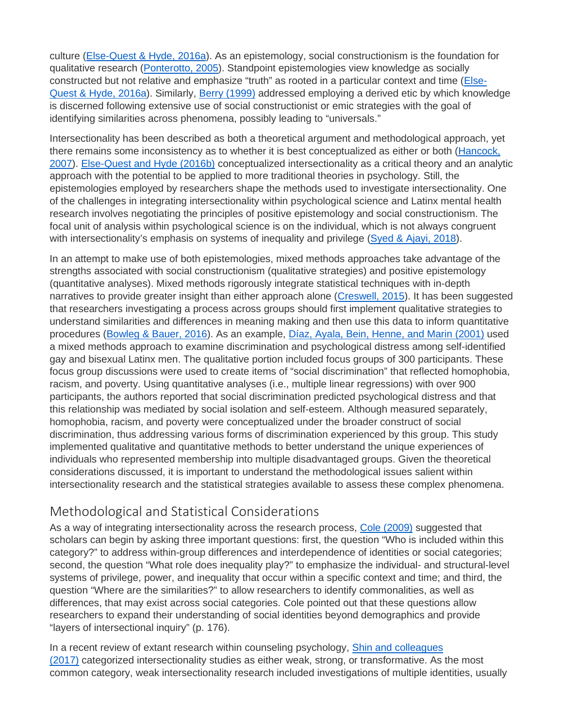culture (Else-Quest & Hyde, 2016a). As an epistemology, social constructionism is the foundation for qualitative research (Ponterotto, 2005). Standpoint epistemologies view knowledge as socially constructed but not relative and emphasize "truth" as rooted in a particular context and time (Else-Quest & Hyde, 2016a). Similarly, Berry (1999) addressed employing a derived etic by which knowledge is discerned following extensive use of social constructionist or emic strategies with the goal of identifying similarities across phenomena, possibly leading to "universals."

Intersectionality has been described as both a theoretical argument and methodological approach, yet there remains some inconsistency as to whether it is best conceptualized as either or both (Hancock, 2007). Else-Quest and Hyde (2016b) conceptualized intersectionality as a critical theory and an analytic approach with the potential to be applied to more traditional theories in psychology. Still, the epistemologies employed by researchers shape the methods used to investigate intersectionality. One of the challenges in integrating intersectionality within psychological science and Latinx mental health research involves negotiating the principles of positive epistemology and social constructionism. The focal unit of analysis within psychological science is on the individual, which is not always congruent with intersectionality's emphasis on systems of inequality and privilege (Syed & Ajayi, 2018).

In an attempt to make use of both epistemologies, mixed methods approaches take advantage of the strengths associated with social constructionism (qualitative strategies) and positive epistemology (quantitative analyses). Mixed methods rigorously integrate statistical techniques with in-depth narratives to provide greater insight than either approach alone (Creswell, 2015). It has been suggested that researchers investigating a process across groups should first implement qualitative strategies to understand similarities and differences in meaning making and then use this data to inform quantitative procedures (Bowleg & Bauer, 2016). As an example, Díaz, Ayala, Bein, Henne, and Marin (2001) used a mixed methods approach to examine discrimination and psychological distress among self-identified gay and bisexual Latinx men. The qualitative portion included focus groups of 300 participants. These focus group discussions were used to create items of "social discrimination" that reflected homophobia, racism, and poverty. Using quantitative analyses (i.e., multiple linear regressions) with over 900 participants, the authors reported that social discrimination predicted psychological distress and that this relationship was mediated by social isolation and self-esteem. Although measured separately, homophobia, racism, and poverty were conceptualized under the broader construct of social discrimination, thus addressing various forms of discrimination experienced by this group. This study implemented qualitative and quantitative methods to better understand the unique experiences of individuals who represented membership into multiple disadvantaged groups. Given the theoretical considerations discussed, it is important to understand the methodological issues salient within intersectionality research and the statistical strategies available to assess these complex phenomena.

## Methodological and Statistical Considerations

As a way of integrating intersectionality across the research process, Cole (2009) suggested that scholars can begin by asking three important questions: first, the question "Who is included within this category?" to address within-group differences and interdependence of identities or social categories; second, the question "What role does inequality play?" to emphasize the individual- and structural-level systems of privilege, power, and inequality that occur within a specific context and time; and third, the question "Where are the similarities?" to allow researchers to identify commonalities, as well as differences, that may exist across social categories. Cole pointed out that these questions allow researchers to expand their understanding of social identities beyond demographics and provide "layers of intersectional inquiry" (p. 176).

In a recent review of extant research within counseling psychology, Shin and colleagues (2017) categorized intersectionality studies as either weak, strong, or transformative. As the most common category, weak intersectionality research included investigations of multiple identities, usually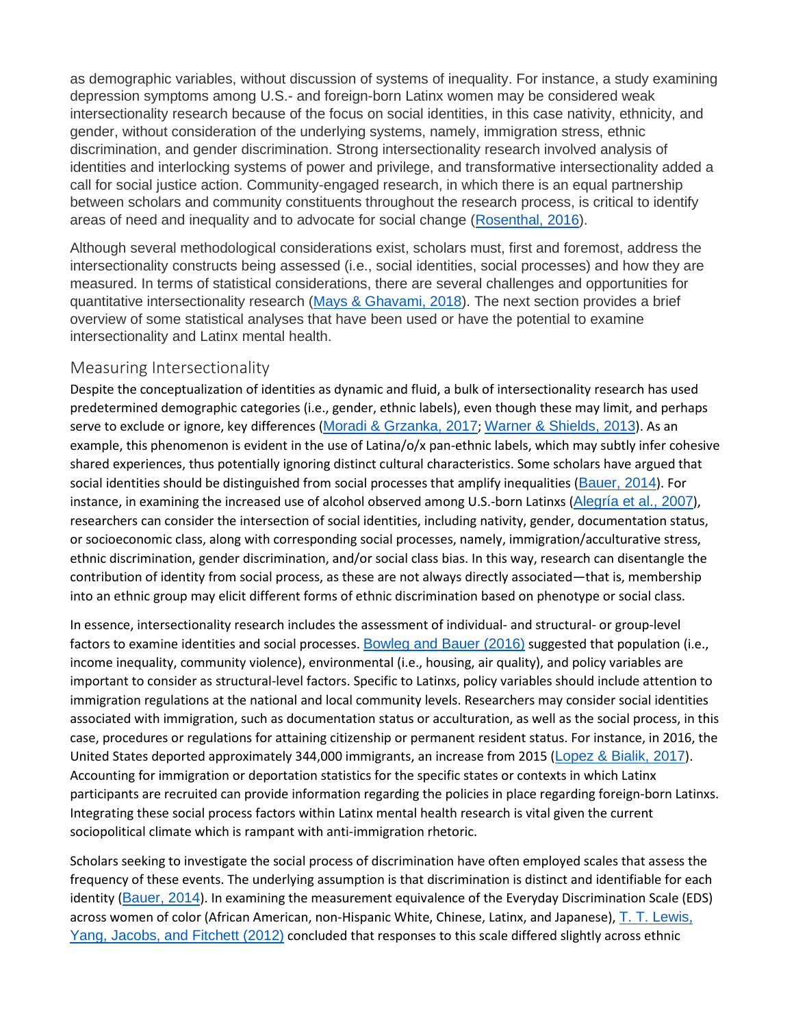as demographic variables, without discussion of systems of inequality. For instance, a study examining depression symptoms among U.S.- and foreign-born Latinx women may be considered weak intersectionality research because of the focus on social identities, in this case nativity, ethnicity, and gender, without consideration of the underlying systems, namely, immigration stress, ethnic discrimination, and gender discrimination. Strong intersectionality research involved analysis of identities and interlocking systems of power and privilege, and transformative intersectionality added a call for social justice action. Community-engaged research, in which there is an equal partnership between scholars and community constituents throughout the research process, is critical to identify areas of need and inequality and to advocate for social change (Rosenthal, 2016).

Although several methodological considerations exist, scholars must, first and foremost, address the intersectionality constructs being assessed (i.e., social identities, social processes) and how they are measured. In terms of statistical considerations, there are several challenges and opportunities for quantitative intersectionality research (Mays & Ghavami, 2018). The next section provides a brief overview of some statistical analyses that have been used or have the potential to examine intersectionality and Latinx mental health.

## Measuring Intersectionality

Despite the conceptualization of identities as dynamic and fluid, a bulk of intersectionality research has used predetermined demographic categories (i.e., gender, ethnic labels), even though these may limit, and perhaps serve to exclude or ignore, key differences (Moradi & Grzanka, 2017; Warner & Shields, 2013). As an example, this phenomenon is evident in the use of Latina/o/x pan-ethnic labels, which may subtly infer cohesive shared experiences, thus potentially ignoring distinct cultural characteristics. Some scholars have argued that social identities should be distinguished from social processes that amplify inequalities (Bauer, 2014). For instance, in examining the increased use of alcohol observed among U.S.-born Latinxs (Alegría et al., 2007), researchers can consider the intersection of social identities, including nativity, gender, documentation status, or socioeconomic class, along with corresponding social processes, namely, immigration/acculturative stress, ethnic discrimination, gender discrimination, and/or social class bias. In this way, research can disentangle the contribution of identity from social process, as these are not always directly associated—that is, membership into an ethnic group may elicit different forms of ethnic discrimination based on phenotype or social class.

In essence, intersectionality research includes the assessment of individual- and structural- or group-level factors to examine identities and social processes. Bowleg and Bauer (2016) suggested that population (i.e., income inequality, community violence), environmental (i.e., housing, air quality), and policy variables are important to consider as structural-level factors. Specific to Latinxs, policy variables should include attention to immigration regulations at the national and local community levels. Researchers may consider social identities associated with immigration, such as documentation status or acculturation, as well as the social process, in this case, procedures or regulations for attaining citizenship or permanent resident status. For instance, in 2016, the United States deported approximately 344,000 immigrants, an increase from 2015 (Lopez & Bialik, 2017). Accounting for immigration or deportation statistics for the specific states or contexts in which Latinx participants are recruited can provide information regarding the policies in place regarding foreign-born Latinxs. Integrating these social process factors within Latinx mental health research is vital given the current sociopolitical climate which is rampant with anti-immigration rhetoric.

Scholars seeking to investigate the social process of discrimination have often employed scales that assess the frequency of these events. The underlying assumption is that discrimination is distinct and identifiable for each identity (Bauer, 2014). In examining the measurement equivalence of the Everyday Discrimination Scale (EDS) across women of color (African American, non-Hispanic White, Chinese, Latinx, and Japanese), T. T. Lewis, Yang, Jacobs, and Fitchett (2012) concluded that responses to this scale differed slightly across ethnic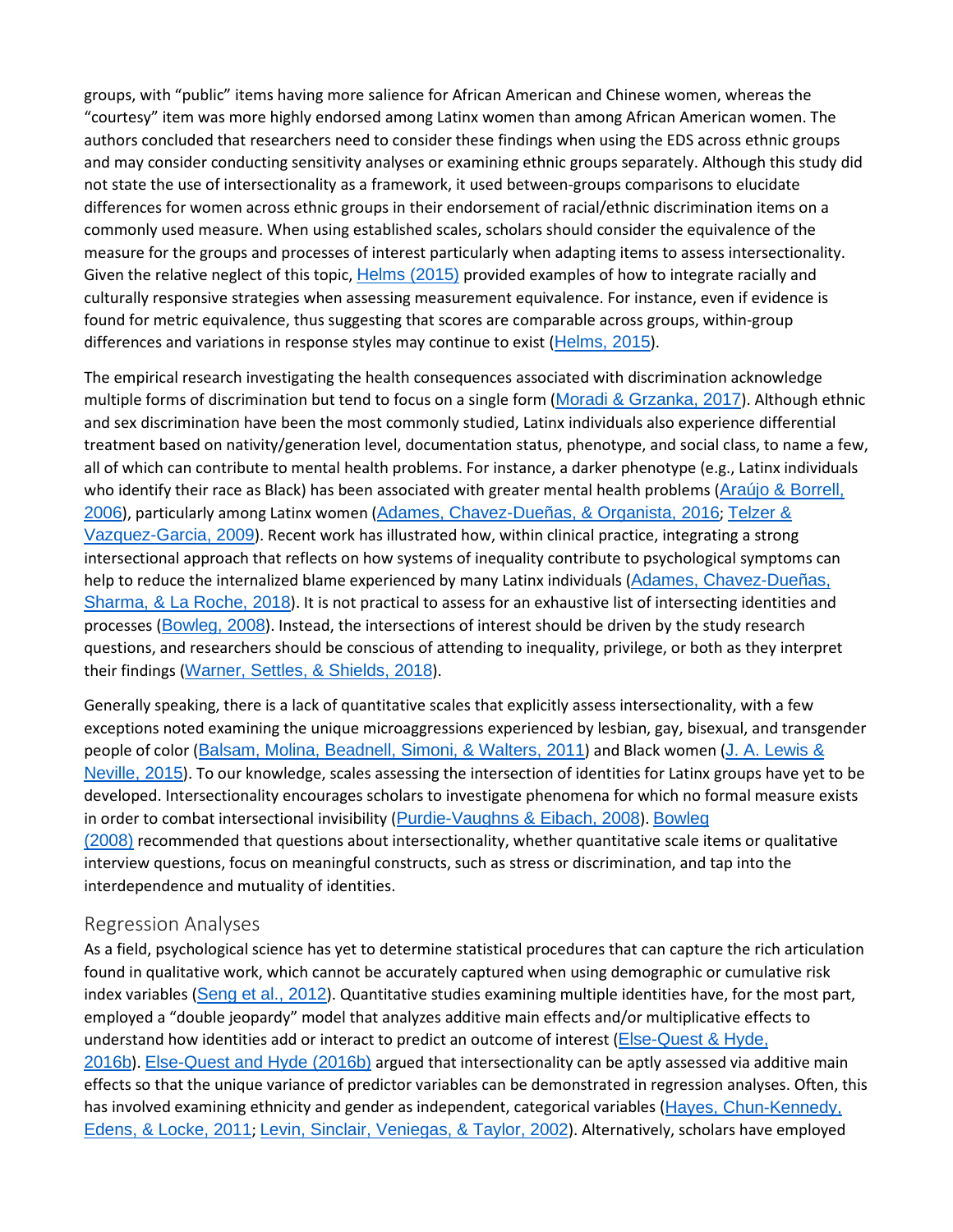groups, with "public" items having more salience for African American and Chinese women, whereas the "courtesy" item was more highly endorsed among Latinx women than among African American women. The authors concluded that researchers need to consider these findings when using the EDS across ethnic groups and may consider conducting sensitivity analyses or examining ethnic groups separately. Although this study did not state the use of intersectionality as a framework, it used between-groups comparisons to elucidate differences for women across ethnic groups in their endorsement of racial/ethnic discrimination items on a commonly used measure. When using established scales, scholars should consider the equivalence of the measure for the groups and processes of interest particularly when adapting items to assess intersectionality. Given the relative neglect of this topic, Helms (2015) provided examples of how to integrate racially and culturally responsive strategies when assessing measurement equivalence. For instance, even if evidence is found for metric equivalence, thus suggesting that scores are comparable across groups, within-group differences and variations in response styles may continue to exist (Helms, 2015).

The empirical research investigating the health consequences associated with discrimination acknowledge multiple forms of discrimination but tend to focus on a single form (Moradi & Grzanka, 2017). Although ethnic and sex discrimination have been the most commonly studied, Latinx individuals also experience differential treatment based on nativity/generation level, documentation status, phenotype, and social class, to name a few, all of which can contribute to mental health problems. For instance, a darker phenotype (e.g., Latinx individuals who identify their race as Black) has been associated with greater mental health problems (Araújo & Borrell, 2006), particularly among Latinx women (Adames, Chavez-Dueñas, & Organista, 2016; Telzer & Vazquez-Garcia, 2009). Recent work has illustrated how, within clinical practice, integrating a strong intersectional approach that reflects on how systems of inequality contribute to psychological symptoms can help to reduce the internalized blame experienced by many Latinx individuals (Adames, Chavez-Dueñas, Sharma, & La Roche, 2018). It is not practical to assess for an exhaustive list of intersecting identities and processes (Bowleg, 2008). Instead, the intersections of interest should be driven by the study research questions, and researchers should be conscious of attending to inequality, privilege, or both as they interpret their findings (Warner, Settles, & Shields, 2018).

Generally speaking, there is a lack of quantitative scales that explicitly assess intersectionality, with a few exceptions noted examining the unique microaggressions experienced by lesbian, gay, bisexual, and transgender people of color (Balsam, Molina, Beadnell, Simoni, & Walters, 2011) and Black women (J. A. Lewis & Neville, 2015). To our knowledge, scales assessing the intersection of identities for Latinx groups have yet to be developed. Intersectionality encourages scholars to investigate phenomena for which no formal measure exists in order to combat intersectional invisibility (Purdie-Vaughns & Eibach, 2008). Bowleg (2008) recommended that questions about intersectionality, whether quantitative scale items or qualitative interview questions, focus on meaningful constructs, such as stress or discrimination, and tap into the interdependence and mutuality of identities.

## Regression Analyses

As a field, psychological science has yet to determine statistical procedures that can capture the rich articulation found in qualitative work, which cannot be accurately captured when using demographic or cumulative risk index variables (Seng et al., 2012). Quantitative studies examining multiple identities have, for the most part, employed a "double jeopardy" model that analyzes additive main effects and/or multiplicative effects to understand how identities add or interact to predict an outcome of interest (Else-Quest & Hyde, 2016b). Else-Quest and Hyde (2016b) argued that intersectionality can be aptly assessed via additive main effects so that the unique variance of predictor variables can be demonstrated in regression analyses. Often, this has involved examining ethnicity and gender as independent, categorical variables (Hayes, Chun-Kennedy, Edens, & Locke, 2011; Levin, Sinclair, Veniegas, & Taylor, 2002). Alternatively, scholars have employed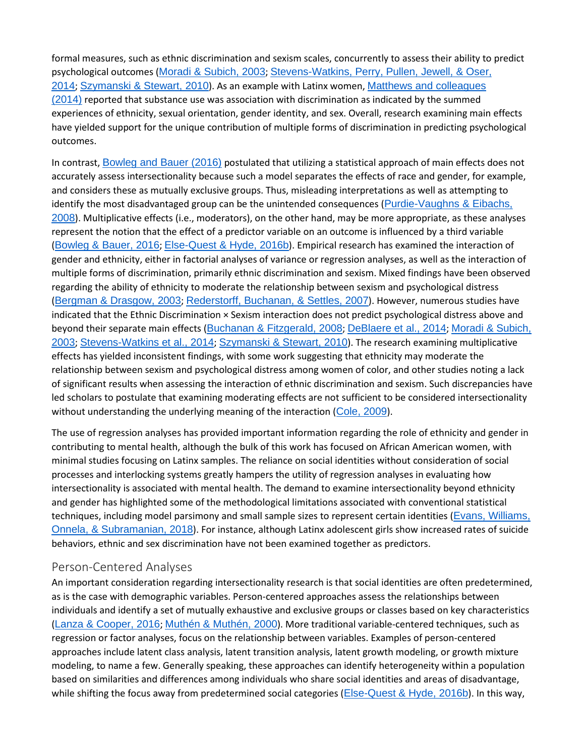formal measures, such as ethnic discrimination and sexism scales, concurrently to assess their ability to predict psychological outcomes (Moradi & Subich, 2003; Stevens-Watkins, Perry, Pullen, Jewell, & Oser, 2014; Szymanski & Stewart, 2010). As an example with Latinx women, Matthews and colleagues (2014) reported that substance use was association with discrimination as indicated by the summed experiences of ethnicity, sexual orientation, gender identity, and sex. Overall, research examining main effects have yielded support for the unique contribution of multiple forms of discrimination in predicting psychological outcomes.

In contrast, Bowleg and Bauer (2016) postulated that utilizing a statistical approach of main effects does not accurately assess intersectionality because such a model separates the effects of race and gender, for example, and considers these as mutually exclusive groups. Thus, misleading interpretations as well as attempting to identify the most disadvantaged group can be the unintended consequences (Purdie-Vaughns & Eibachs, 2008). Multiplicative effects (i.e., moderators), on the other hand, may be more appropriate, as these analyses represent the notion that the effect of a predictor variable on an outcome is influenced by a third variable (Bowleg & Bauer, 2016; Else-Quest & Hyde, 2016b). Empirical research has examined the interaction of gender and ethnicity, either in factorial analyses of variance or regression analyses, as well as the interaction of multiple forms of discrimination, primarily ethnic discrimination and sexism. Mixed findings have been observed regarding the ability of ethnicity to moderate the relationship between sexism and psychological distress (Bergman & Drasgow, 2003; Rederstorff, Buchanan, & Settles, 2007). However, numerous studies have indicated that the Ethnic Discrimination × Sexism interaction does not predict psychological distress above and beyond their separate main effects (Buchanan & Fitzgerald, 2008; DeBlaere et al., 2014; Moradi & Subich, 2003; Stevens-Watkins et al., 2014; Szymanski & Stewart, 2010). The research examining multiplicative effects has yielded inconsistent findings, with some work suggesting that ethnicity may moderate the relationship between sexism and psychological distress among women of color, and other studies noting a lack of significant results when assessing the interaction of ethnic discrimination and sexism. Such discrepancies have led scholars to postulate that examining moderating effects are not sufficient to be considered intersectionality without understanding the underlying meaning of the interaction (Cole, 2009).

The use of regression analyses has provided important information regarding the role of ethnicity and gender in contributing to mental health, although the bulk of this work has focused on African American women, with minimal studies focusing on Latinx samples. The reliance on social identities without consideration of social processes and interlocking systems greatly hampers the utility of regression analyses in evaluating how intersectionality is associated with mental health. The demand to examine intersectionality beyond ethnicity and gender has highlighted some of the methodological limitations associated with conventional statistical techniques, including model parsimony and small sample sizes to represent certain identities (Evans, Williams, Onnela, & Subramanian, 2018). For instance, although Latinx adolescent girls show increased rates of suicide behaviors, ethnic and sex discrimination have not been examined together as predictors.

## Person-Centered Analyses

An important consideration regarding intersectionality research is that social identities are often predetermined, as is the case with demographic variables. Person-centered approaches assess the relationships between individuals and identify a set of mutually exhaustive and exclusive groups or classes based on key characteristics (Lanza & Cooper, 2016; Muthén & Muthén, 2000). More traditional variable-centered techniques, such as regression or factor analyses, focus on the relationship between variables. Examples of person-centered approaches include latent class analysis, latent transition analysis, latent growth modeling, or growth mixture modeling, to name a few. Generally speaking, these approaches can identify heterogeneity within a population based on similarities and differences among individuals who share social identities and areas of disadvantage, while shifting the focus away from predetermined social categories (Else-Quest & Hyde, 2016b). In this way,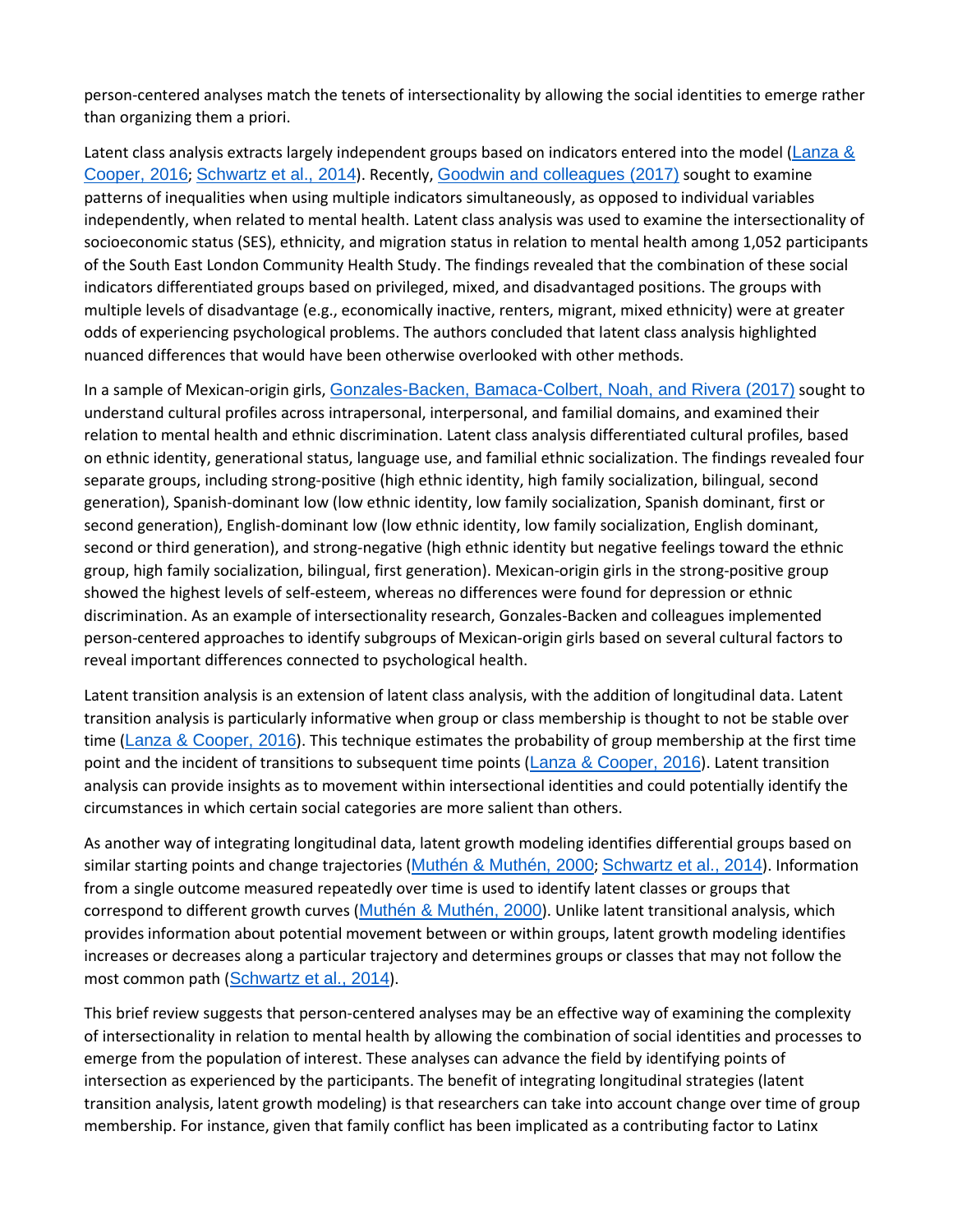person-centered analyses match the tenets of intersectionality by allowing the social identities to emerge rather than organizing them a priori.

Latent class analysis extracts largely independent groups based on indicators entered into the model (Lanza & Cooper, 2016; Schwartz et al., 2014). Recently, Goodwin and colleagues (2017) sought to examine patterns of inequalities when using multiple indicators simultaneously, as opposed to individual variables independently, when related to mental health. Latent class analysis was used to examine the intersectionality of socioeconomic status (SES), ethnicity, and migration status in relation to mental health among 1,052 participants of the South East London Community Health Study. The findings revealed that the combination of these social indicators differentiated groups based on privileged, mixed, and disadvantaged positions. The groups with multiple levels of disadvantage (e.g., economically inactive, renters, migrant, mixed ethnicity) were at greater odds of experiencing psychological problems. The authors concluded that latent class analysis highlighted nuanced differences that would have been otherwise overlooked with other methods.

In a sample of Mexican-origin girls, Gonzales-Backen, Bamaca-Colbert, Noah, and Rivera (2017) sought to understand cultural profiles across intrapersonal, interpersonal, and familial domains, and examined their relation to mental health and ethnic discrimination. Latent class analysis differentiated cultural profiles, based on ethnic identity, generational status, language use, and familial ethnic socialization. The findings revealed four separate groups, including strong-positive (high ethnic identity, high family socialization, bilingual, second generation), Spanish-dominant low (low ethnic identity, low family socialization, Spanish dominant, first or second generation), English-dominant low (low ethnic identity, low family socialization, English dominant, second or third generation), and strong-negative (high ethnic identity but negative feelings toward the ethnic group, high family socialization, bilingual, first generation). Mexican-origin girls in the strong-positive group showed the highest levels of self-esteem, whereas no differences were found for depression or ethnic discrimination. As an example of intersectionality research, Gonzales-Backen and colleagues implemented person-centered approaches to identify subgroups of Mexican-origin girls based on several cultural factors to reveal important differences connected to psychological health.

Latent transition analysis is an extension of latent class analysis, with the addition of longitudinal data. Latent transition analysis is particularly informative when group or class membership is thought to not be stable over time (Lanza & Cooper, 2016). This technique estimates the probability of group membership at the first time point and the incident of transitions to subsequent time points (Lanza & Cooper, 2016). Latent transition analysis can provide insights as to movement within intersectional identities and could potentially identify the circumstances in which certain social categories are more salient than others.

As another way of integrating longitudinal data, latent growth modeling identifies differential groups based on similar starting points and change trajectories (Muthén & Muthén, 2000; Schwartz et al., 2014). Information from a single outcome measured repeatedly over time is used to identify latent classes or groups that correspond to different growth curves (Muthén & Muthén, 2000). Unlike latent transitional analysis, which provides information about potential movement between or within groups, latent growth modeling identifies increases or decreases along a particular trajectory and determines groups or classes that may not follow the most common path (Schwartz et al., 2014).

This brief review suggests that person-centered analyses may be an effective way of examining the complexity of intersectionality in relation to mental health by allowing the combination of social identities and processes to emerge from the population of interest. These analyses can advance the field by identifying points of intersection as experienced by the participants. The benefit of integrating longitudinal strategies (latent transition analysis, latent growth modeling) is that researchers can take into account change over time of group membership. For instance, given that family conflict has been implicated as a contributing factor to Latinx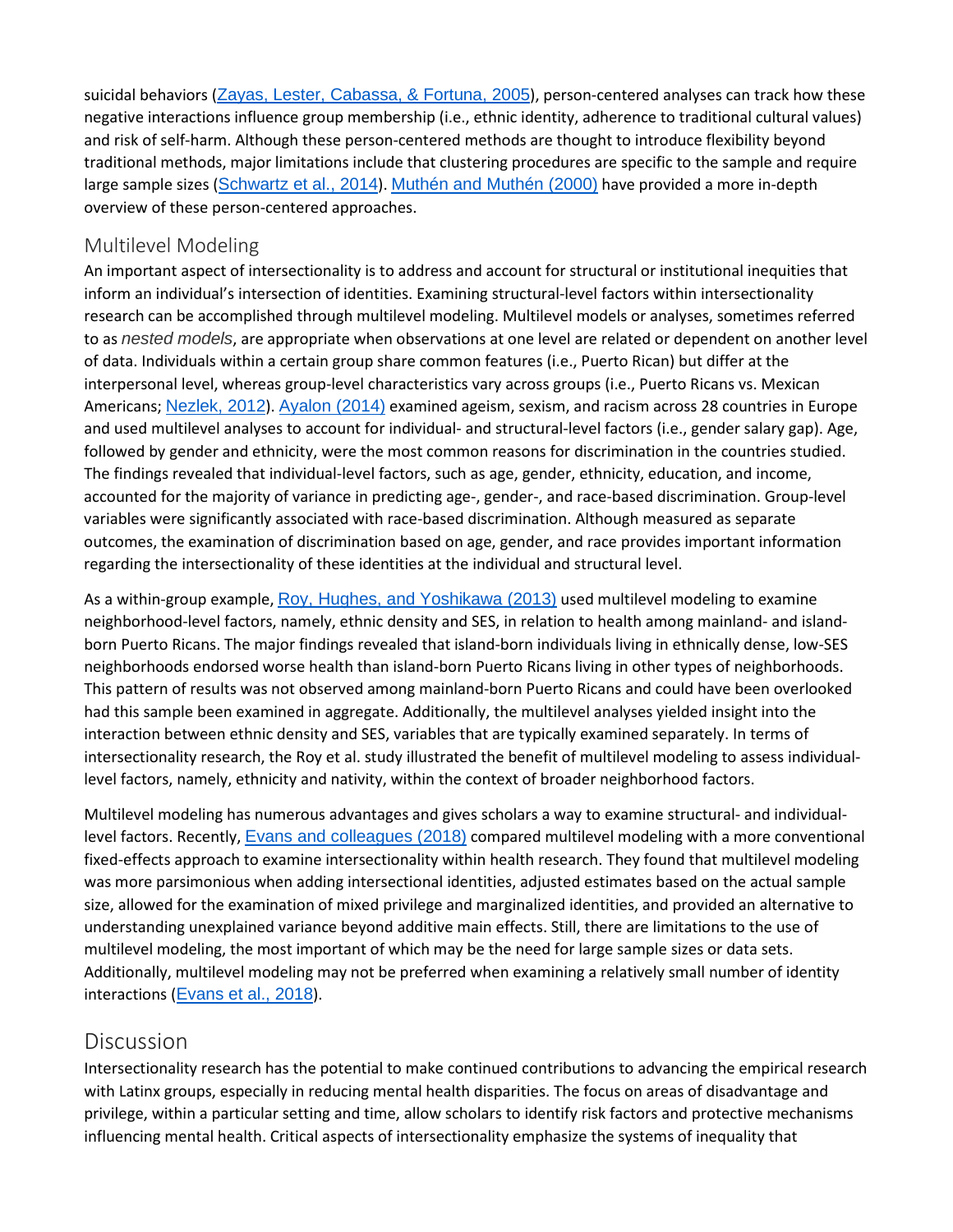suicidal behaviors (Zayas, Lester, Cabassa, & Fortuna, 2005), person-centered analyses can track how these negative interactions influence group membership (i.e., ethnic identity, adherence to traditional cultural values) and risk of self-harm. Although these person-centered methods are thought to introduce flexibility beyond traditional methods, major limitations include that clustering procedures are specific to the sample and require large sample sizes (Schwartz et al., 2014). Muthén and Muthén (2000) have provided a more in-depth overview of these person-centered approaches.

## Multilevel Modeling

An important aspect of intersectionality is to address and account for structural or institutional inequities that inform an individual's intersection of identities. Examining structural-level factors within intersectionality research can be accomplished through multilevel modeling. Multilevel models or analyses, sometimes referred to as *nested models*, are appropriate when observations at one level are related or dependent on another level of data. Individuals within a certain group share common features (i.e., Puerto Rican) but differ at the interpersonal level, whereas group-level characteristics vary across groups (i.e., Puerto Ricans vs. Mexican Americans; Nezlek, 2012). Ayalon (2014) examined ageism, sexism, and racism across 28 countries in Europe and used multilevel analyses to account for individual- and structural-level factors (i.e., gender salary gap). Age, followed by gender and ethnicity, were the most common reasons for discrimination in the countries studied. The findings revealed that individual-level factors, such as age, gender, ethnicity, education, and income, accounted for the majority of variance in predicting age-, gender-, and race-based discrimination. Group-level variables were significantly associated with race-based discrimination. Although measured as separate outcomes, the examination of discrimination based on age, gender, and race provides important information regarding the intersectionality of these identities at the individual and structural level.

As a within-group example, Roy, Hughes, and Yoshikawa (2013) used multilevel modeling to examine neighborhood-level factors, namely, ethnic density and SES, in relation to health among mainland- and island-born Puerto Ricans. The major findings revealed that island-born individuals living in ethnically dense, low-SES neighborhoods endorsed worse health than island-born Puerto Ricans living in other types of neighborhoods. This pattern of results was not observed among mainland-born Puerto Ricans and could have been overlooked had this sample been examined in aggregate. Additionally, the multilevel analyses yielded insight into the interaction between ethnic density and SES, variables that are typically examined separately. In terms of intersectionality research, the Roy et al. study illustrated the benefit of multilevel modeling to assess individual-level factors, namely, ethnicity and nativity, within the context of broader neighborhood factors.

Multilevel modeling has numerous advantages and gives scholars a way to examine structural- and individual-level factors. Recently, Evans and colleagues (2018) compared multilevel modeling with a more conventional fixed-effects approach to examine intersectionality within health research. They found that multilevel modeling was more parsimonious when adding intersectional identities, adjusted estimates based on the actual sample size, allowed for the examination of mixed privilege and marginalized identities, and provided an alternative to understanding unexplained variance beyond additive main effects. Still, there are limitations to the use of multilevel modeling, the most important of which may be the need for large sample sizes or data sets. Additionally, multilevel modeling may not be preferred when examining a relatively small number of identity interactions (Evans et al., 2018).

# Discussion

Intersectionality research has the potential to make continued contributions to advancing the empirical research with Latinx groups, especially in reducing mental health disparities. The focus on areas of disadvantage and privilege, within a particular setting and time, allow scholars to identify risk factors and protective mechanisms influencing mental health. Critical aspects of intersectionality emphasize the systems of inequality that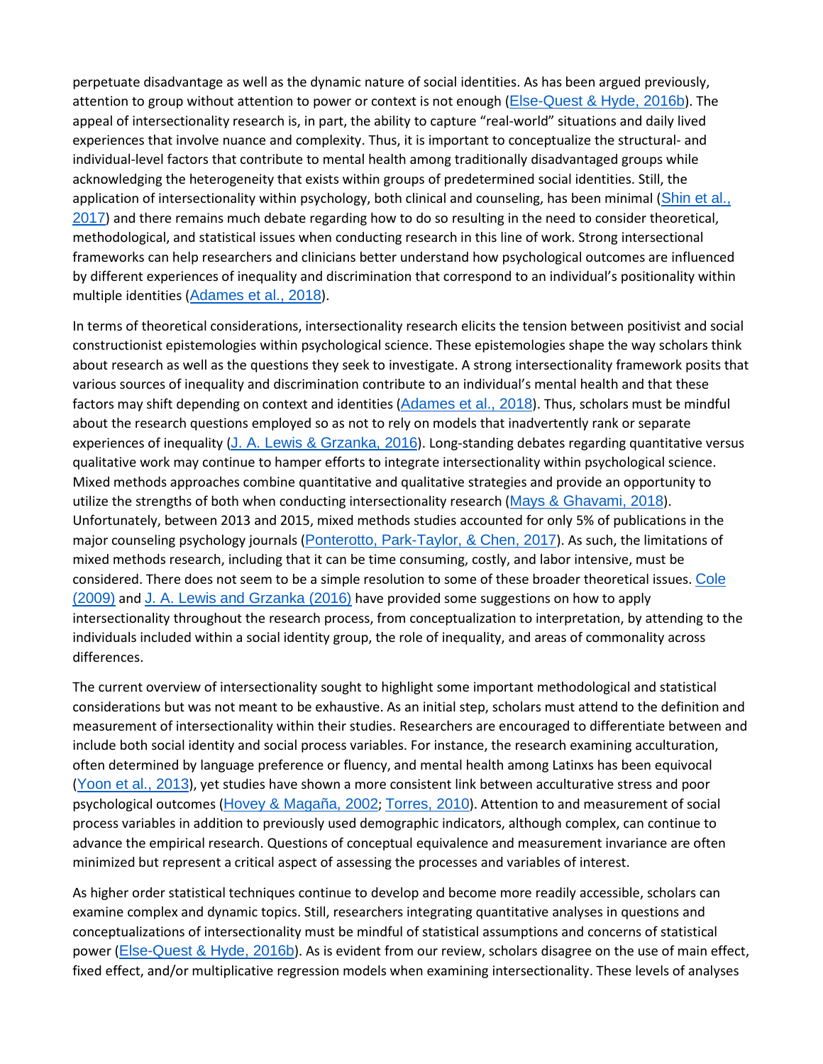perpetuate disadvantage as well as the dynamic nature of social identities. As has been argued previously, attention to group without attention to power or context is not enough (Else-Quest & Hyde, 2016b). The appeal of intersectionality research is, in part, the ability to capture "real-world" situations and daily lived experiences that involve nuance and complexity. Thus, it is important to conceptualize the structural- and individual-level factors that contribute to mental health among traditionally disadvantaged groups while acknowledging the heterogeneity that exists within groups of predetermined social identities. Still, the application of intersectionality within psychology, both clinical and counseling, has been minimal (Shin et al., 2017) and there remains much debate regarding how to do so resulting in the need to consider theoretical, methodological, and statistical issues when conducting research in this line of work. Strong intersectional frameworks can help researchers and clinicians better understand how psychological outcomes are influenced by different experiences of inequality and discrimination that correspond to an individual's positionality within multiple identities (Adames et al., 2018).

In terms of theoretical considerations, intersectionality research elicits the tension between positivist and social constructionist epistemologies within psychological science. These epistemologies shape the way scholars think about research as well as the questions they seek to investigate. A strong intersectionality framework posits that various sources of inequality and discrimination contribute to an individual's mental health and that these factors may shift depending on context and identities (Adames et al., 2018). Thus, scholars must be mindful about the research questions employed so as not to rely on models that inadvertently rank or separate experiences of inequality (J. A. Lewis & Grzanka, 2016). Long-standing debates regarding quantitative versus qualitative work may continue to hamper efforts to integrate intersectionality within psychological science. Mixed methods approaches combine quantitative and qualitative strategies and provide an opportunity to utilize the strengths of both when conducting intersectionality research (Mays & Ghavami, 2018). Unfortunately, between 2013 and 2015, mixed methods studies accounted for only 5% of publications in the major counseling psychology journals (Ponterotto, Park-Taylor, & Chen, 2017). As such, the limitations of mixed methods research, including that it can be time consuming, costly, and labor intensive, must be considered. There does not seem to be a simple resolution to some of these broader theoretical issues. Cole (2009) and J. A. Lewis and Grzanka (2016) have provided some suggestions on how to apply intersectionality throughout the research process, from conceptualization to interpretation, by attending to the individuals included within a social identity group, the role of inequality, and areas of commonality across differences.

The current overview of intersectionality sought to highlight some important methodological and statistical considerations but was not meant to be exhaustive. As an initial step, scholars must attend to the definition and measurement of intersectionality within their studies. Researchers are encouraged to differentiate between and include both social identity and social process variables. For instance, the research examining acculturation, often determined by language preference or fluency, and mental health among Latinxs has been equivocal (Yoon et al., 2013), yet studies have shown a more consistent link between acculturative stress and poor psychological outcomes (Hovey & Magaña, 2002; Torres, 2010). Attention to and measurement of social process variables in addition to previously used demographic indicators, although complex, can continue to advance the empirical research. Questions of conceptual equivalence and measurement invariance are often minimized but represent a critical aspect of assessing the processes and variables of interest.

As higher order statistical techniques continue to develop and become more readily accessible, scholars can examine complex and dynamic topics. Still, researchers integrating quantitative analyses in questions and conceptualizations of intersectionality must be mindful of statistical assumptions and concerns of statistical power (Else-Quest & Hyde, 2016b). As is evident from our review, scholars disagree on the use of main effect, fixed effect, and/or multiplicative regression models when examining intersectionality. These levels of analyses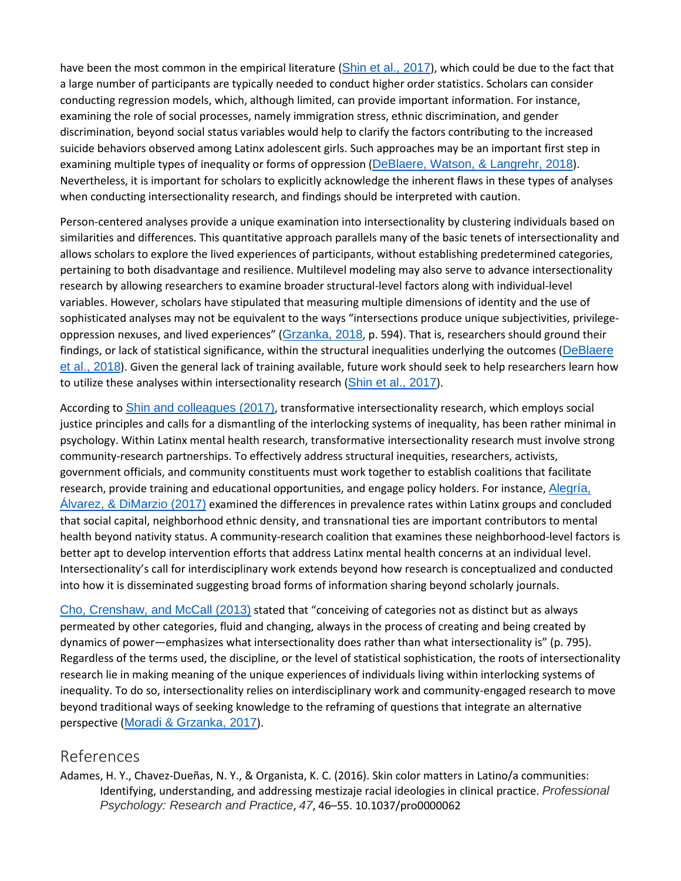have been the most common in the empirical literature (Shin et al., 2017), which could be due to the fact that a large number of participants are typically needed to conduct higher order statistics. Scholars can consider conducting regression models, which, although limited, can provide important information. For instance, examining the role of social processes, namely immigration stress, ethnic discrimination, and gender discrimination, beyond social status variables would help to clarify the factors contributing to the increased suicide behaviors observed among Latinx adolescent girls. Such approaches may be an important first step in examining multiple types of inequality or forms of oppression (DeBlaere, Watson, & Langrehr, 2018). Nevertheless, it is important for scholars to explicitly acknowledge the inherent flaws in these types of analyses when conducting intersectionality research, and findings should be interpreted with caution.

Person-centered analyses provide a unique examination into intersectionality by clustering individuals based on similarities and differences. This quantitative approach parallels many of the basic tenets of intersectionality and allows scholars to explore the lived experiences of participants, without establishing predetermined categories, pertaining to both disadvantage and resilience. Multilevel modeling may also serve to advance intersectionality research by allowing researchers to examine broader structural-level factors along with individual-level variables. However, scholars have stipulated that measuring multiple dimensions of identity and the use of sophisticated analyses may not be equivalent to the ways "intersections produce unique subjectivities, privilege-oppression nexuses, and lived experiences" (Grzanka, 2018, p. 594). That is, researchers should ground their findings, or lack of statistical significance, within the structural inequalities underlying the outcomes (DeBlaere et al., 2018). Given the general lack of training available, future work should seek to help researchers learn how to utilize these analyses within intersectionality research (Shin et al., 2017).

According to Shin and colleagues (2017), transformative intersectionality research, which employs social justice principles and calls for a dismantling of the interlocking systems of inequality, has been rather minimal in psychology. Within Latinx mental health research, transformative intersectionality research must involve strong community-research partnerships. To effectively address structural inequities, researchers, activists, government officials, and community constituents must work together to establish coalitions that facilitate research, provide training and educational opportunities, and engage policy holders. For instance, Alegría, Álvarez, & DiMarzio (2017) examined the differences in prevalence rates within Latinx groups and concluded that social capital, neighborhood ethnic density, and transnational ties are important contributors to mental health beyond nativity status. A community-research coalition that examines these neighborhood-level factors is better apt to develop intervention efforts that address Latinx mental health concerns at an individual level. Intersectionality's call for interdisciplinary work extends beyond how research is conceptualized and conducted into how it is disseminated suggesting broad forms of information sharing beyond scholarly journals.

Cho, Crenshaw, and McCall (2013) stated that "conceiving of categories not as distinct but as always permeated by other categories, fluid and changing, always in the process of creating and being created by dynamics of power—emphasizes what intersectionality does rather than what intersectionality is" (p. 795). Regardless of the terms used, the discipline, or the level of statistical sophistication, the roots of intersectionality research lie in making meaning of the unique experiences of individuals living within interlocking systems of inequality. To do so, intersectionality relies on interdisciplinary work and community-engaged research to move beyond traditional ways of seeking knowledge to the reframing of questions that integrate an alternative perspective (Moradi & Grzanka, 2017).

## References

Adames, H. Y., Chavez-Dueñas, N. Y., & Organista, K. C. (2016). Skin color matters in Latino/a communities: Identifying, understanding, and addressing mestizaje racial ideologies in clinical practice. *Professional Psychology: Research and Practice*, *47*, 46–55. 10.1037/pro0000062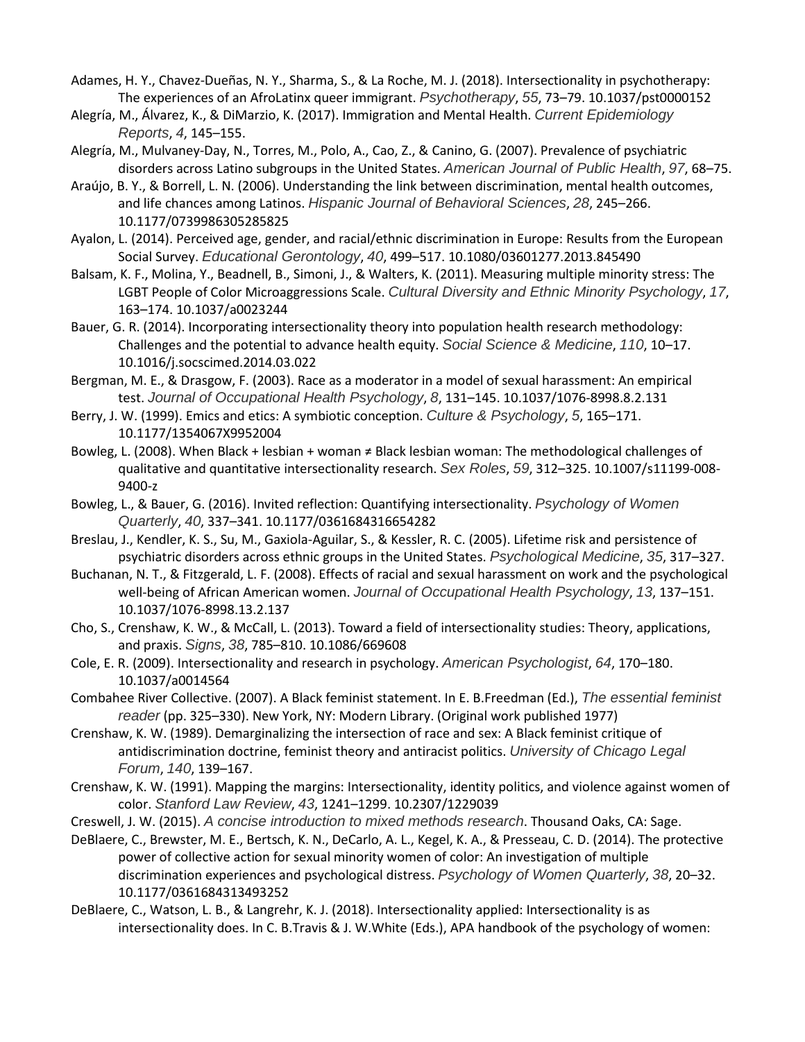Adames, H. Y., Chavez-Dueñas, N. Y., Sharma, S., & La Roche, M. J. (2018). Intersectionality in psychotherapy: The experiences of an AfroLatinx queer immigrant. *Psychotherapy*, *55*, 73–79. 10.1037/pst0000152

Alegría, M., Álvarez, K., & DiMarzio, K. (2017). Immigration and Mental Health. *Current Epidemiology Reports*, *4*, 145–155.

Alegría, M., Mulvaney-Day, N., Torres, M., Polo, A., Cao, Z., & Canino, G. (2007). Prevalence of psychiatric disorders across Latino subgroups in the United States. *American Journal of Public Health*, *97*, 68–75.

Araújo, B. Y., & Borrell, L. N. (2006). Understanding the link between discrimination, mental health outcomes, and life chances among Latinos. *Hispanic Journal of Behavioral Sciences*, *28*, 245–266. 10.1177/0739986305285825

Ayalon, L. (2014). Perceived age, gender, and racial/ethnic discrimination in Europe: Results from the European Social Survey. *Educational Gerontology*, *40*, 499–517. 10.1080/03601277.2013.845490

Balsam, K. F., Molina, Y., Beadnell, B., Simoni, J., & Walters, K. (2011). Measuring multiple minority stress: The LGBT People of Color Microaggressions Scale. *Cultural Diversity and Ethnic Minority Psychology*, *17*, 163–174. 10.1037/a0023244

Bauer, G. R. (2014). Incorporating intersectionality theory into population health research methodology: Challenges and the potential to advance health equity. *Social Science & Medicine*, *110*, 10–17. 10.1016/j.socscimed.2014.03.022

Bergman, M. E., & Drasgow, F. (2003). Race as a moderator in a model of sexual harassment: An empirical test. *Journal of Occupational Health Psychology*, *8*, 131–145. 10.1037/1076-8998.8.2.131

Berry, J. W. (1999). Emics and etics: A symbiotic conception. *Culture & Psychology*, *5*, 165–171. 10.1177/1354067X9952004

Bowleg, L. (2008). When Black + lesbian + woman ≠ Black lesbian woman: The methodological challenges of qualitative and quantitative intersectionality research. *Sex Roles*, *59*, 312–325. 10.1007/s11199-008-9400-z

Bowleg, L., & Bauer, G. (2016). Invited reflection: Quantifying intersectionality. *Psychology of Women Quarterly*, *40*, 337–341. 10.1177/0361684316654282

Breslau, J., Kendler, K. S., Su, M., Gaxiola-Aguilar, S., & Kessler, R. C. (2005). Lifetime risk and persistence of psychiatric disorders across ethnic groups in the United States. *Psychological Medicine*, *35*, 317–327.

Buchanan, N. T., & Fitzgerald, L. F. (2008). Effects of racial and sexual harassment on work and the psychological well-being of African American women. *Journal of Occupational Health Psychology*, *13*, 137–151. 10.1037/1076-8998.13.2.137

Cho, S., Crenshaw, K. W., & McCall, L. (2013). Toward a field of intersectionality studies: Theory, applications, and praxis. *Signs*, *38*, 785–810. 10.1086/669608

Cole, E. R. (2009). Intersectionality and research in psychology. *American Psychologist*, *64*, 170–180. 10.1037/a0014564

Combahee River Collective. (2007). A Black feminist statement. In E. B.Freedman (Ed.), *The essential feminist reader* (pp. 325–330). New York, NY: Modern Library. (Original work published 1977)

Crenshaw, K. W. (1989). Demarginalizing the intersection of race and sex: A Black feminist critique of antidiscrimination doctrine, feminist theory and antiracist politics. *University of Chicago Legal Forum*, *140*, 139–167.

Crenshaw, K. W. (1991). Mapping the margins: Intersectionality, identity politics, and violence against women of color. *Stanford Law Review*, *43*, 1241–1299. 10.2307/1229039

Creswell, J. W. (2015). *A concise introduction to mixed methods research*. Thousand Oaks, CA: Sage.

DeBlaere, C., Brewster, M. E., Bertsch, K. N., DeCarlo, A. L., Kegel, K. A., & Presseau, C. D. (2014). The protective power of collective action for sexual minority women of color: An investigation of multiple discrimination experiences and psychological distress. *Psychology of Women Quarterly*, *38*, 20–32. 10.1177/0361684313493252

DeBlaere, C., Watson, L. B., & Langrehr, K. J. (2018). Intersectionality applied: Intersectionality is as intersectionality does. In C. B.Travis & J. W.White (Eds.), APA handbook of the psychology of women: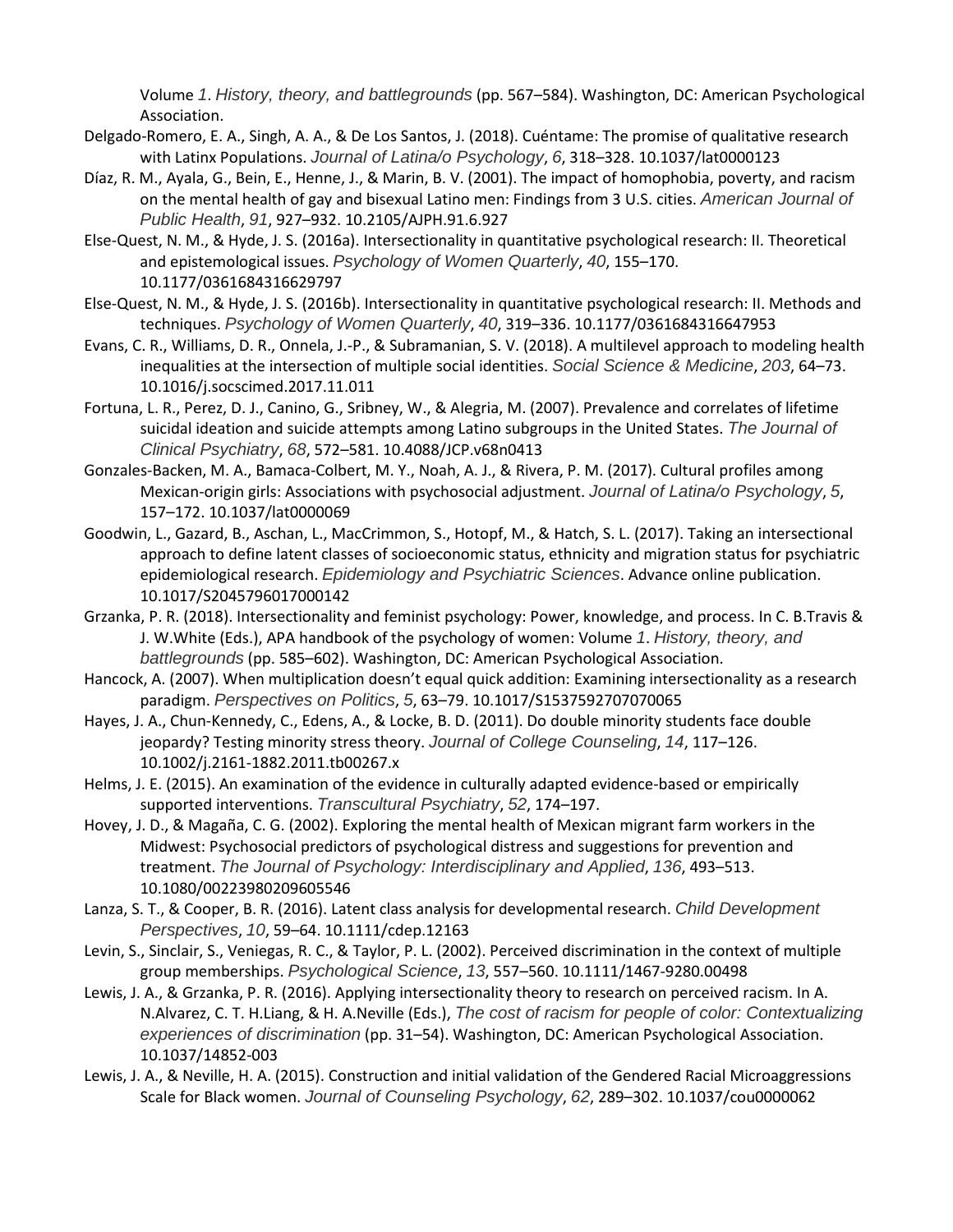Volume *1*. *History, theory, and battlegrounds* (pp. 567–584). Washington, DC: American Psychological Association.

Delgado-Romero, E. A., Singh, A. A., & De Los Santos, J. (2018). Cuéntame: The promise of qualitative research with Latinx Populations. *Journal of Latina/o Psychology*, *6*, 318–328. 10.1037/lat0000123

Díaz, R. M., Ayala, G., Bein, E., Henne, J., & Marin, B. V. (2001). The impact of homophobia, poverty, and racism on the mental health of gay and bisexual Latino men: Findings from 3 U.S. cities. *American Journal of Public Health*, *91*, 927–932. 10.2105/AJPH.91.6.927

Else-Quest, N. M., & Hyde, J. S. (2016a). Intersectionality in quantitative psychological research: II. Theoretical and epistemological issues. *Psychology of Women Quarterly*, *40*, 155–170. 10.1177/0361684316629797

Else-Quest, N. M., & Hyde, J. S. (2016b). Intersectionality in quantitative psychological research: II. Methods and techniques. *Psychology of Women Quarterly*, *40*, 319–336. 10.1177/0361684316647953

Evans, C. R., Williams, D. R., Onnela, J.-P., & Subramanian, S. V. (2018). A multilevel approach to modeling health inequalities at the intersection of multiple social identities. *Social Science & Medicine*, *203*, 64–73. 10.1016/j.socscimed.2017.11.011

Fortuna, L. R., Perez, D. J., Canino, G., Sribney, W., & Alegria, M. (2007). Prevalence and correlates of lifetime suicidal ideation and suicide attempts among Latino subgroups in the United States. *The Journal of Clinical Psychiatry*, *68*, 572–581. 10.4088/JCP.v68n0413

Gonzales-Backen, M. A., Bamaca-Colbert, M. Y., Noah, A. J., & Rivera, P. M. (2017). Cultural profiles among Mexican-origin girls: Associations with psychosocial adjustment. *Journal of Latina/o Psychology*, *5*, 157–172. 10.1037/lat0000069

Goodwin, L., Gazard, B., Aschan, L., MacCrimmon, S., Hotopf, M., & Hatch, S. L. (2017). Taking an intersectional approach to define latent classes of socioeconomic status, ethnicity and migration status for psychiatric epidemiological research. *Epidemiology and Psychiatric Sciences*. Advance online publication. 10.1017/S2045796017000142

Grzanka, P. R. (2018). Intersectionality and feminist psychology: Power, knowledge, and process. In C. B.Travis & J. W.White (Eds.), APA handbook of the psychology of women: Volume *1*. *History, theory, and battlegrounds* (pp. 585–602). Washington, DC: American Psychological Association.

Hancock, A. (2007). When multiplication doesn't equal quick addition: Examining intersectionality as a research paradigm. *Perspectives on Politics*, *5*, 63–79. 10.1017/S1537592707070065

Hayes, J. A., Chun-Kennedy, C., Edens, A., & Locke, B. D. (2011). Do double minority students face double jeopardy? Testing minority stress theory. *Journal of College Counseling*, *14*, 117–126. 10.1002/j.2161-1882.2011.tb00267.x

Helms, J. E. (2015). An examination of the evidence in culturally adapted evidence-based or empirically supported interventions. *Transcultural Psychiatry*, *52*, 174–197.

Hovey, J. D., & Magaña, C. G. (2002). Exploring the mental health of Mexican migrant farm workers in the Midwest: Psychosocial predictors of psychological distress and suggestions for prevention and treatment. *The Journal of Psychology: Interdisciplinary and Applied*, *136*, 493–513. 10.1080/00223980209605546

Lanza, S. T., & Cooper, B. R. (2016). Latent class analysis for developmental research. *Child Development Perspectives*, *10*, 59–64. 10.1111/cdep.12163

Levin, S., Sinclair, S., Veniegas, R. C., & Taylor, P. L. (2002). Perceived discrimination in the context of multiple group memberships. *Psychological Science*, *13*, 557–560. 10.1111/1467-9280.00498

Lewis, J. A., & Grzanka, P. R. (2016). Applying intersectionality theory to research on perceived racism. In A. N.Alvarez, C. T. H.Liang, & H. A.Neville (Eds.), *The cost of racism for people of color: Contextualizing experiences of discrimination* (pp. 31–54). Washington, DC: American Psychological Association. 10.1037/14852-003

Lewis, J. A., & Neville, H. A. (2015). Construction and initial validation of the Gendered Racial Microaggressions Scale for Black women. *Journal of Counseling Psychology*, *62*, 289–302. 10.1037/cou0000062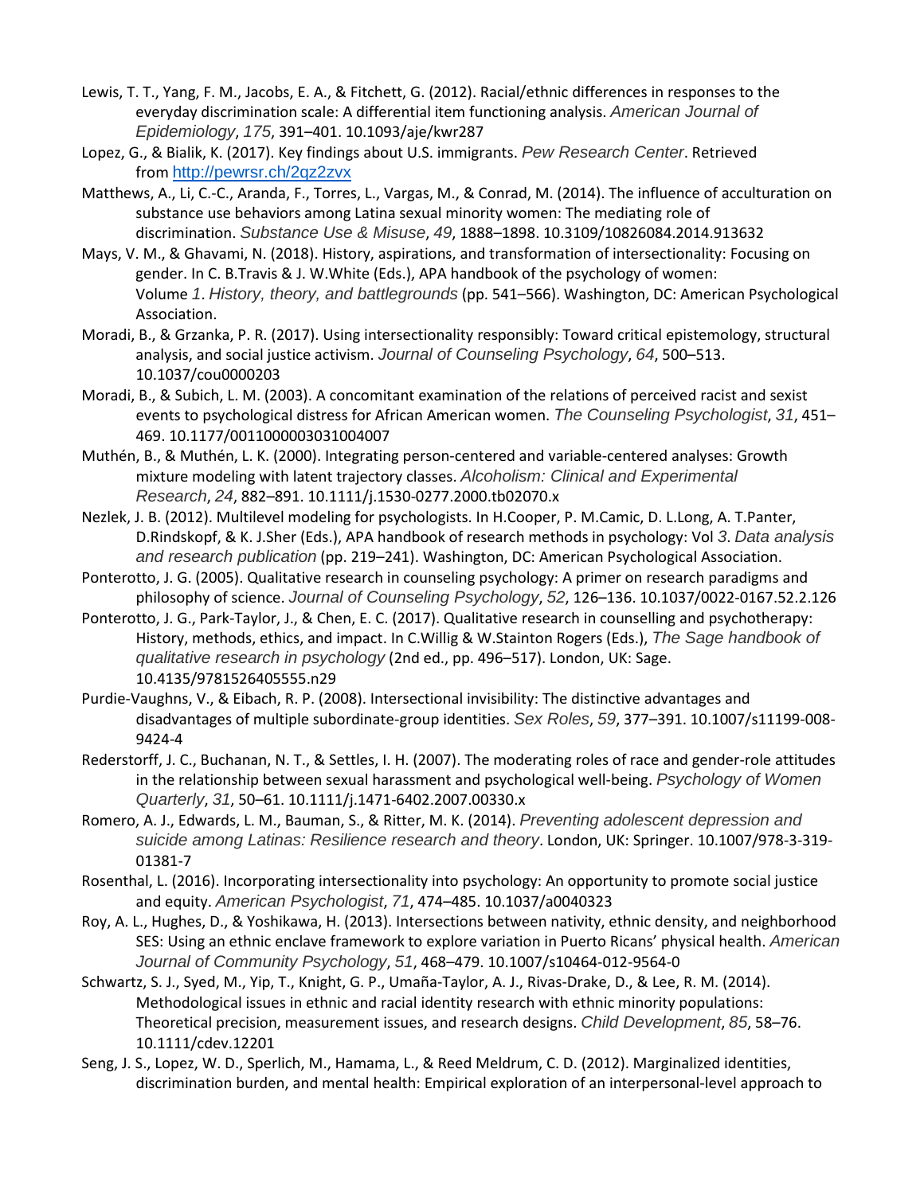Lewis, T. T., Yang, F. M., Jacobs, E. A., & Fitchett, G. (2012). Racial/ethnic differences in responses to the everyday discrimination scale: A differential item functioning analysis. *American Journal of Epidemiology*, *175*, 391–401. 10.1093/aje/kwr287

Lopez, G., & Bialik, K. (2017). Key findings about U.S. immigrants. *Pew Research Center*. Retrieved from http://pewrsr.ch/2qz2zvx

Matthews, A., Li, C.-C., Aranda, F., Torres, L., Vargas, M., & Conrad, M. (2014). The influence of acculturation on substance use behaviors among Latina sexual minority women: The mediating role of discrimination. *Substance Use & Misuse*, *49*, 1888–1898. 10.3109/10826084.2014.913632

Mays, V. M., & Ghavami, N. (2018). History, aspirations, and transformation of intersectionality: Focusing on gender. In C. B.Travis & J. W.White (Eds.), APA handbook of the psychology of women: Volume *1*. *History, theory, and battlegrounds* (pp. 541–566). Washington, DC: American Psychological Association.

Moradi, B., & Grzanka, P. R. (2017). Using intersectionality responsibly: Toward critical epistemology, structural analysis, and social justice activism. *Journal of Counseling Psychology*, *64*, 500–513. 10.1037/cou0000203

Moradi, B., & Subich, L. M. (2003). A concomitant examination of the relations of perceived racist and sexist events to psychological distress for African American women. *The Counseling Psychologist*, *31*, 451–469. 10.1177/0011000003031004007

Muthén, B., & Muthén, L. K. (2000). Integrating person-centered and variable-centered analyses: Growth mixture modeling with latent trajectory classes. *Alcoholism: Clinical and Experimental Research*, *24*, 882–891. 10.1111/j.1530-0277.2000.tb02070.x

Nezlek, J. B. (2012). Multilevel modeling for psychologists. In H.Cooper, P. M.Camic, D. L.Long, A. T.Panter, D.Rindskopf, & K. J.Sher (Eds.), APA handbook of research methods in psychology: Vol *3*. *Data analysis and research publication* (pp. 219–241). Washington, DC: American Psychological Association.

Ponterotto, J. G. (2005). Qualitative research in counseling psychology: A primer on research paradigms and philosophy of science. *Journal of Counseling Psychology*, *52*, 126–136. 10.1037/0022-0167.52.2.126

Ponterotto, J. G., Park-Taylor, J., & Chen, E. C. (2017). Qualitative research in counselling and psychotherapy: History, methods, ethics, and impact. In C.Willig & W.Stainton Rogers (Eds.), *The Sage handbook of qualitative research in psychology* (2nd ed., pp. 496–517). London, UK: Sage. 10.4135/9781526405555.n29

Purdie-Vaughns, V., & Eibach, R. P. (2008). Intersectional invisibility: The distinctive advantages and disadvantages of multiple subordinate-group identities. *Sex Roles*, *59*, 377–391. 10.1007/s11199-008-9424-4

Rederstorff, J. C., Buchanan, N. T., & Settles, I. H. (2007). The moderating roles of race and gender-role attitudes in the relationship between sexual harassment and psychological well-being. *Psychology of Women Quarterly*, *31*, 50–61. 10.1111/j.1471-6402.2007.00330.x

Romero, A. J., Edwards, L. M., Bauman, S., & Ritter, M. K. (2014). *Preventing adolescent depression and suicide among Latinas: Resilience research and theory*. London, UK: Springer. 10.1007/978-3-319-01381-7

Rosenthal, L. (2016). Incorporating intersectionality into psychology: An opportunity to promote social justice and equity. *American Psychologist*, *71*, 474–485. 10.1037/a0040323

Roy, A. L., Hughes, D., & Yoshikawa, H. (2013). Intersections between nativity, ethnic density, and neighborhood SES: Using an ethnic enclave framework to explore variation in Puerto Ricans' physical health. *American Journal of Community Psychology*, *51*, 468–479. 10.1007/s10464-012-9564-0

Schwartz, S. J., Syed, M., Yip, T., Knight, G. P., Umaña-Taylor, A. J., Rivas-Drake, D., & Lee, R. M. (2014). Methodological issues in ethnic and racial identity research with ethnic minority populations: Theoretical precision, measurement issues, and research designs. *Child Development*, *85*, 58–76. 10.1111/cdev.12201

Seng, J. S., Lopez, W. D., Sperlich, M., Hamama, L., & Reed Meldrum, C. D. (2012). Marginalized identities, discrimination burden, and mental health: Empirical exploration of an interpersonal-level approach to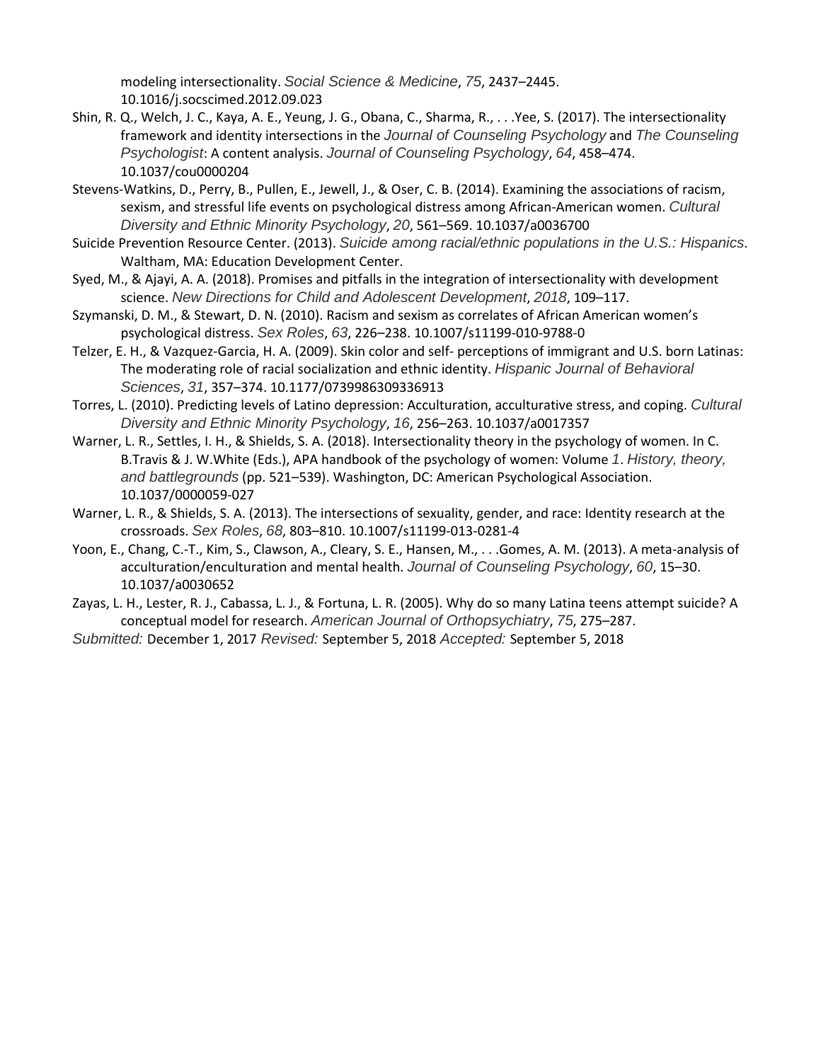modeling intersectionality. *Social Science & Medicine*, *75*, 2437–2445. 10.1016/j.socscimed.2012.09.023

Shin, R. Q., Welch, J. C., Kaya, A. E., Yeung, J. G., Obana, C., Sharma, R., . . .Yee, S. (2017). The intersectionality framework and identity intersections in the *Journal of Counseling Psychology* and *The Counseling Psychologist*: A content analysis. *Journal of Counseling Psychology*, *64*, 458–474. 10.1037/cou0000204

Stevens-Watkins, D., Perry, B., Pullen, E., Jewell, J., & Oser, C. B. (2014). Examining the associations of racism, sexism, and stressful life events on psychological distress among African-American women. *Cultural Diversity and Ethnic Minority Psychology*, *20*, 561–569. 10.1037/a0036700

Suicide Prevention Resource Center. (2013). *Suicide among racial/ethnic populations in the U.S.: Hispanics*. Waltham, MA: Education Development Center.

Syed, M., & Ajayi, A. A. (2018). Promises and pitfalls in the integration of intersectionality with development science. *New Directions for Child and Adolescent Development*, *2018*, 109–117.

Szymanski, D. M., & Stewart, D. N. (2010). Racism and sexism as correlates of African American women's psychological distress. *Sex Roles*, *63*, 226–238. 10.1007/s11199-010-9788-0

Telzer, E. H., & Vazquez-Garcia, H. A. (2009). Skin color and self- perceptions of immigrant and U.S. born Latinas: The moderating role of racial socialization and ethnic identity. *Hispanic Journal of Behavioral Sciences*, *31*, 357–374. 10.1177/0739986309336913

Torres, L. (2010). Predicting levels of Latino depression: Acculturation, acculturative stress, and coping. *Cultural Diversity and Ethnic Minority Psychology*, *16*, 256–263. 10.1037/a0017357

Warner, L. R., Settles, I. H., & Shields, S. A. (2018). Intersectionality theory in the psychology of women. In C. B.Travis & J. W.White (Eds.), APA handbook of the psychology of women: Volume *1*. *History, theory, and battlegrounds* (pp. 521–539). Washington, DC: American Psychological Association. 10.1037/0000059-027

Warner, L. R., & Shields, S. A. (2013). The intersections of sexuality, gender, and race: Identity research at the crossroads. *Sex Roles*, *68*, 803–810. 10.1007/s11199-013-0281-4

Yoon, E., Chang, C.-T., Kim, S., Clawson, A., Cleary, S. E., Hansen, M., . . .Gomes, A. M. (2013). A meta-analysis of acculturation/enculturation and mental health. *Journal of Counseling Psychology*, *60*, 15–30. 10.1037/a0030652

Zayas, L. H., Lester, R. J., Cabassa, L. J., & Fortuna, L. R. (2005). Why do so many Latina teens attempt suicide? A conceptual model for research. *American Journal of Orthopsychiatry*, *75*, 275–287.

*Submitted:* December 1, 2017 *Revised:* September 5, 2018 *Accepted:* September 5, 2018